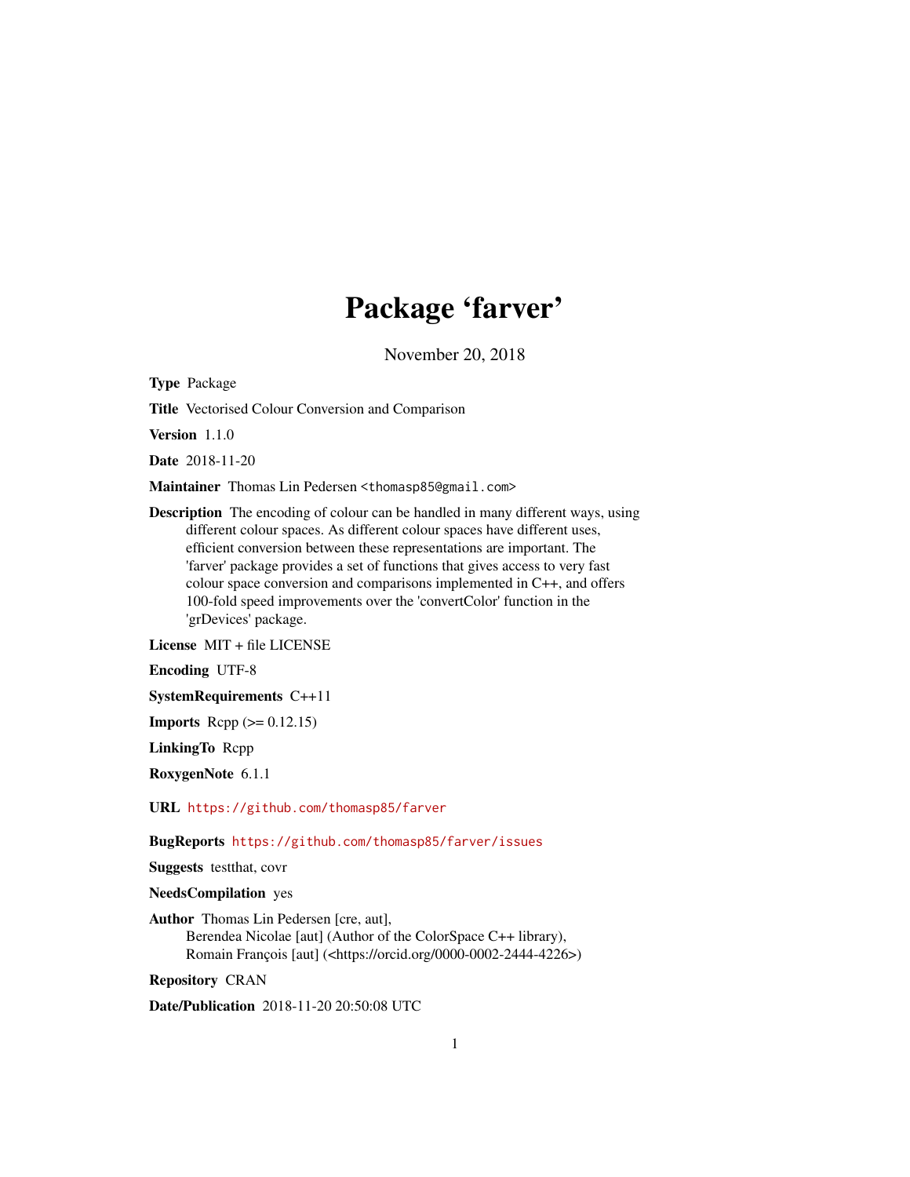# Package 'farver'

November 20, 2018

**Type** Package

**Title** Vectorised Colour Conversion and Comparison

**Version** 1.1.0

**Date** 2018-11-20

**Maintainer** Thomas Lin Pedersen <thomasp85@gmail.com>

**Description** The encoding of colour can be handled in many different ways, using different colour spaces. As different colour spaces have different uses, efficient conversion between these representations are important. The 'farver' package provides a set of functions that gives access to very fast colour space conversion and comparisons implemented in C++, and offers 100-fold speed improvements over the 'convertColor' function in the 'grDevices' package.

**License** MIT + file LICENSE

**Encoding** UTF-8

**SystemRequirements** C++11

**Imports** Rcpp (>= 0.12.15)

**LinkingTo** Rcpp

**RoxygenNote** 6.1.1

**URL** https://github.com/thomasp85/farver

**BugReports** https://github.com/thomasp85/farver/issues

**Suggests** testthat, covr

**NeedsCompilation** yes

**Author** Thomas Lin Pedersen [cre, aut],
Berendea Nicolae [aut] (Author of the ColorSpace C++ library),
Romain François [aut] (<https://orcid.org/0000-0002-2444-4226>)

**Repository** CRAN

**Date/Publication** 2018-11-20 20:50:08 UTC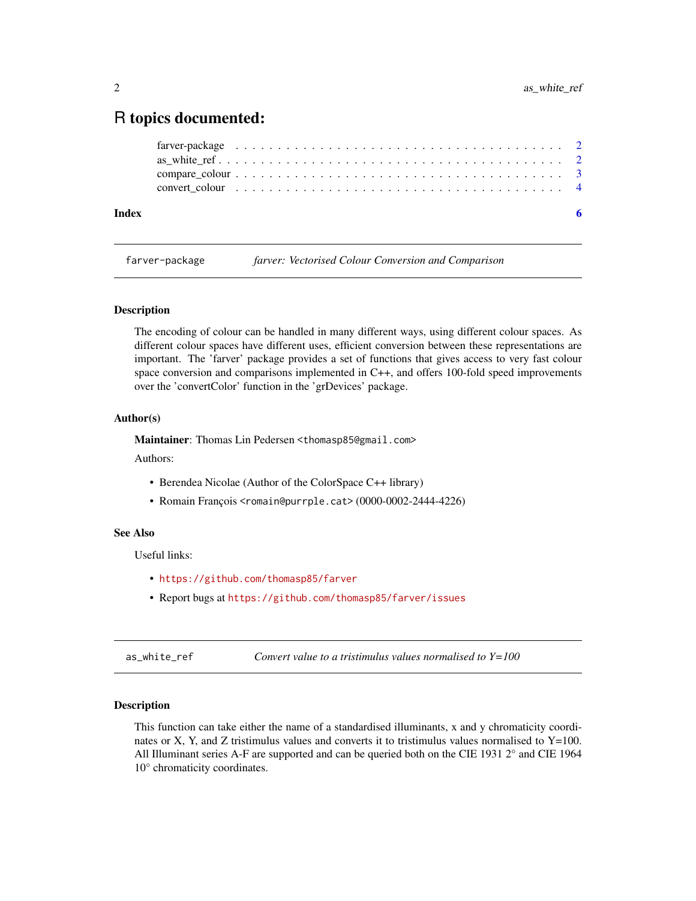# R topics documented:

farver-package . . . . . . . . . . . . . . . . . . . . . . . . . . . . . . . . . . . . . 2
as_white_ref . . . . . . . . . . . . . . . . . . . . . . . . . . . . . . . . . . . . . . 2
compare_colour . . . . . . . . . . . . . . . . . . . . . . . . . . . . . . . . . . . . . 3
convert_colour . . . . . . . . . . . . . . . . . . . . . . . . . . . . . . . . . . . . . 4

**Index** **6**

---

`farver-package` *farver: Vectorised Colour Conversion and Comparison*

---

### Description

The encoding of colour can be handled in many different ways, using different colour spaces. As different colour spaces have different uses, efficient conversion between these representations are important. The 'farver' package provides a set of functions that gives access to very fast colour space conversion and comparisons implemented in C++, and offers 100-fold speed improvements over the 'convertColor' function in the 'grDevices' package.

### Author(s)

**Maintainer**: Thomas Lin Pedersen `<thomasp85@gmail.com>`

Authors:

- Berendea Nicolae (Author of the ColorSpace C++ library)
- Romain François `<romain@purrple.cat>` (0000-0002-2444-4226)

### See Also

Useful links:

- `https://github.com/thomasp85/farver`
- Report bugs at `https://github.com/thomasp85/farver/issues`

---

`as_white_ref` *Convert value to a tristimulus values normalised to Y=100*

---

### Description

This function can take either the name of a standardised illuminants, x and y chromaticity coordinates or X, Y, and Z tristimulus values and converts it to tristimulus values normalised to Y=100. All Illuminant series A-F are supported and can be queried both on the CIE 1931 2° and CIE 1964 10° chromaticity coordinates.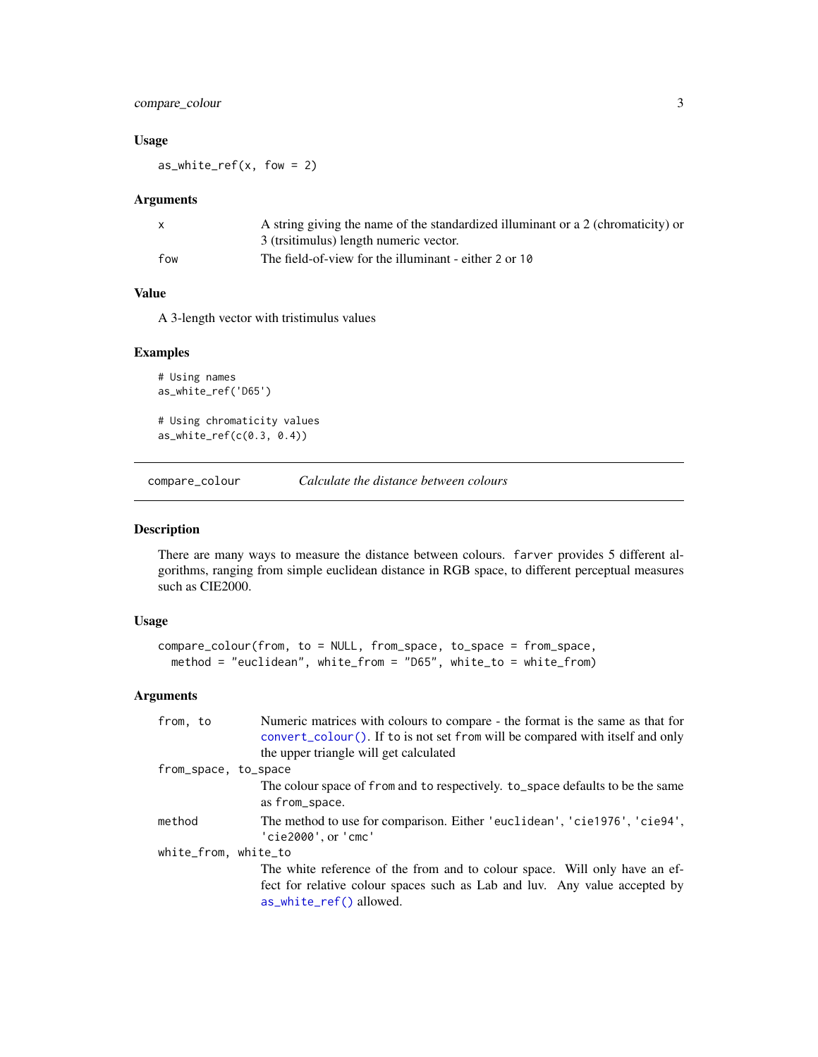### Usage

```
as_white_ref(x, fow = 2)
```

### Arguments

| | |
|---|---|
| x | A string giving the name of the standardized illuminant or a 2 (chromaticity) or 3 (trsitimulus) length numeric vector. |
| fow | The field-of-view for the illuminant - either `2` or `10` |

### Value

A 3-length vector with tristimulus values

### Examples

```
# Using names
as_white_ref('D65')

# Using chromaticity values
as_white_ref(c(0.3, 0.4))
```

---

## compare_colour — *Calculate the distance between colours*

### Description

There are many ways to measure the distance between colours. `farver` provides 5 different algorithms, ranging from simple euclidean distance in RGB space, to different perceptual measures such as CIE2000.

### Usage

```
compare_colour(from, to = NULL, from_space, to_space = from_space,
  method = "euclidean", white_from = "D65", white_to = white_from)
```

### Arguments

| | |
|---|---|
| from, to | Numeric matrices with colours to compare - the format is the same as that for `convert_colour()`. If `to` is not set `from` will be compared with itself and only the upper triangle will get calculated |
| from_space, to_space | The colour space of `from` and `to` respectively. `to_space` defaults to be the same as `from_space`. |
| method | The method to use for comparison. Either `'euclidean'`, `'cie1976'`, `'cie94'`, `'cie2000'`, or `'cmc'` |
| white_from, white_to | The white reference of the from and to colour space. Will only have an effect for relative colour spaces such as Lab and luv. Any value accepted by `as_white_ref()` allowed. |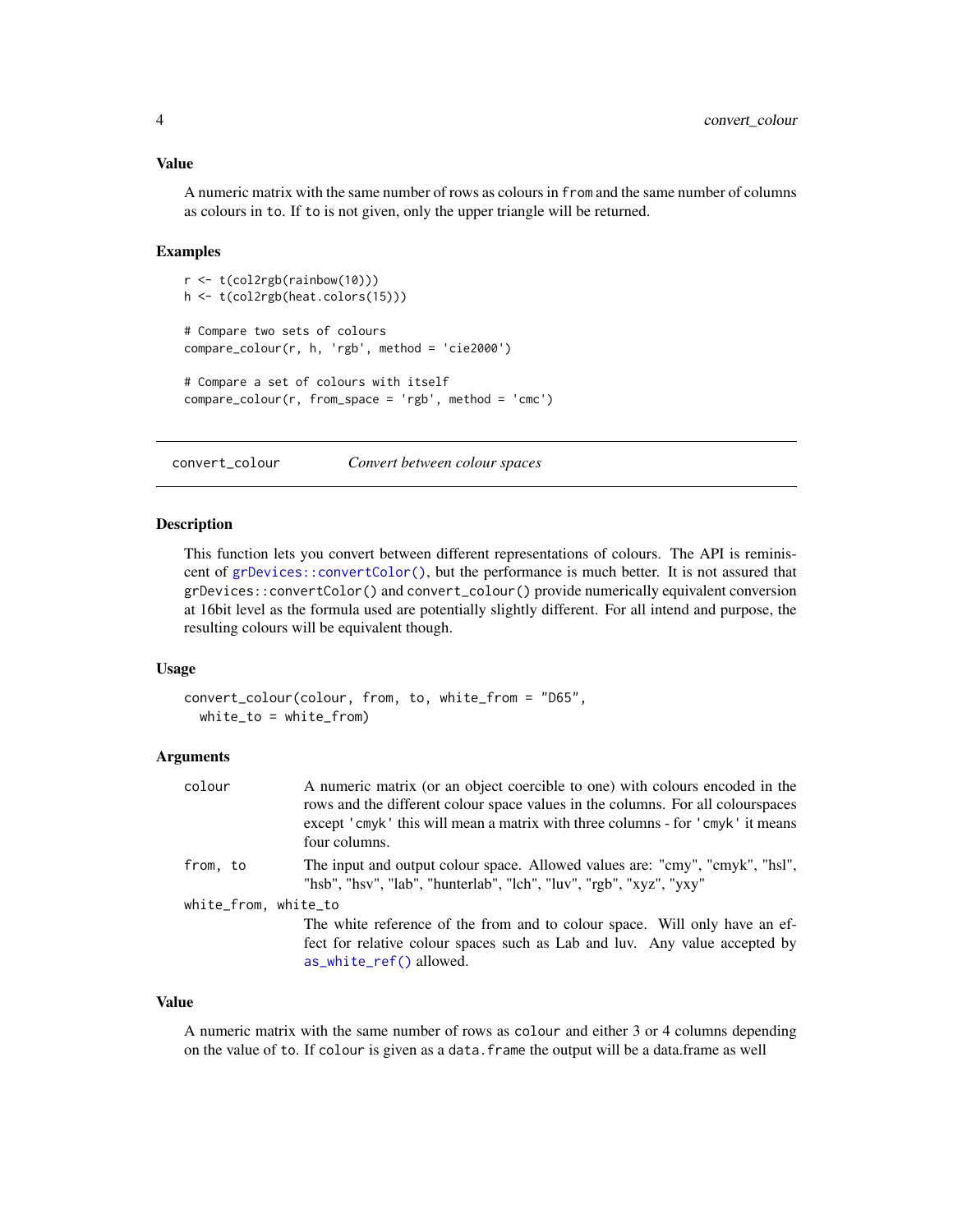### Value

A numeric matrix with the same number of rows as colours in `from` and the same number of columns as colours in `to`. If `to` is not given, only the upper triangle will be returned.

### Examples

```
r <- t(col2rgb(rainbow(10)))
h <- t(col2rgb(heat.colors(15)))

# Compare two sets of colours
compare_colour(r, h, 'rgb', method = 'cie2000')

# Compare a set of colours with itself
compare_colour(r, from_space = 'rgb', method = 'cmc')
```

---

## `convert_colour` *Convert between colour spaces*

---

### Description

This function lets you convert between different representations of colours. The API is reminiscent of `grDevices::convertColor()`, but the performance is much better. It is not assured that `grDevices::convertColor()` and `convert_colour()` provide numerically equivalent conversion at 16bit level as the formula used are potentially slightly different. For all intend and purpose, the resulting colours will be equivalent though.

### Usage

```
convert_colour(colour, from, to, white_from = "D65",
  white_to = white_from)
```

### Arguments

| | |
|---|---|
| `colour` | A numeric matrix (or an object coercible to one) with colours encoded in the rows and the different colour space values in the columns. For all colourspaces except `'cmyk'` this will mean a matrix with three columns - for `'cmyk'` it means four columns. |
| `from, to` | The input and output colour space. Allowed values are: "cmy", "cmyk", "hsl", "hsb", "hsv", "lab", "hunterlab", "lch", "luv", "rgb", "xyz", "yxy" |
| `white_from, white_to` | The white reference of the from and to colour space. Will only have an effect for relative colour spaces such as Lab and luv. Any value accepted by `as_white_ref()` allowed. |

### Value

A numeric matrix with the same number of rows as `colour` and either 3 or 4 columns depending on the value of `to`. If `colour` is given as a `data.frame` the output will be a data.frame as well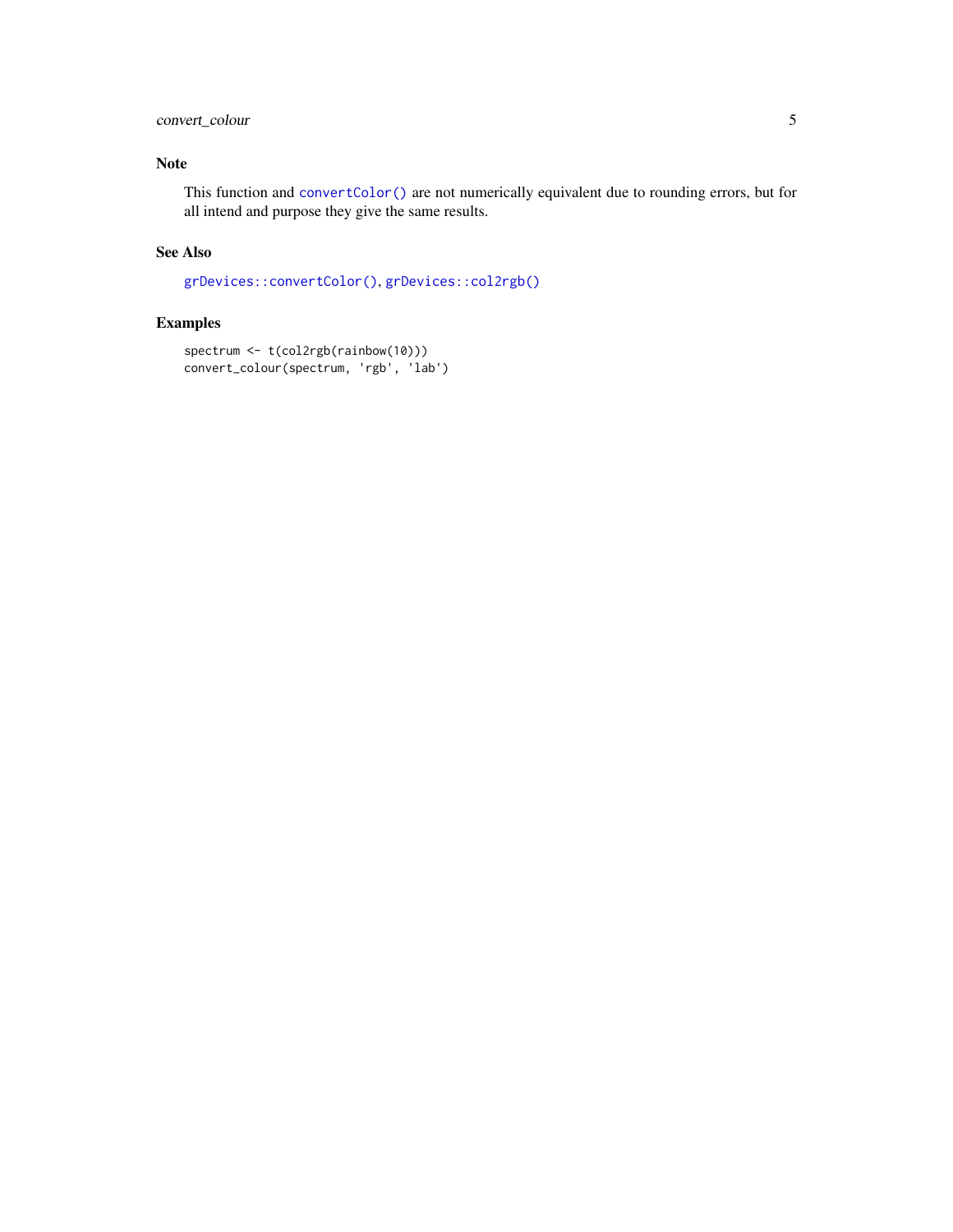## Note

This function and `convertColor()` are not numerically equivalent due to rounding errors, but for all intend and purpose they give the same results.

## See Also

`grDevices::convertColor()`, `grDevices::col2rgb()`

## Examples

```
spectrum <- t(col2rgb(rainbow(10)))
convert_colour(spectrum, 'rgb', 'lab')
```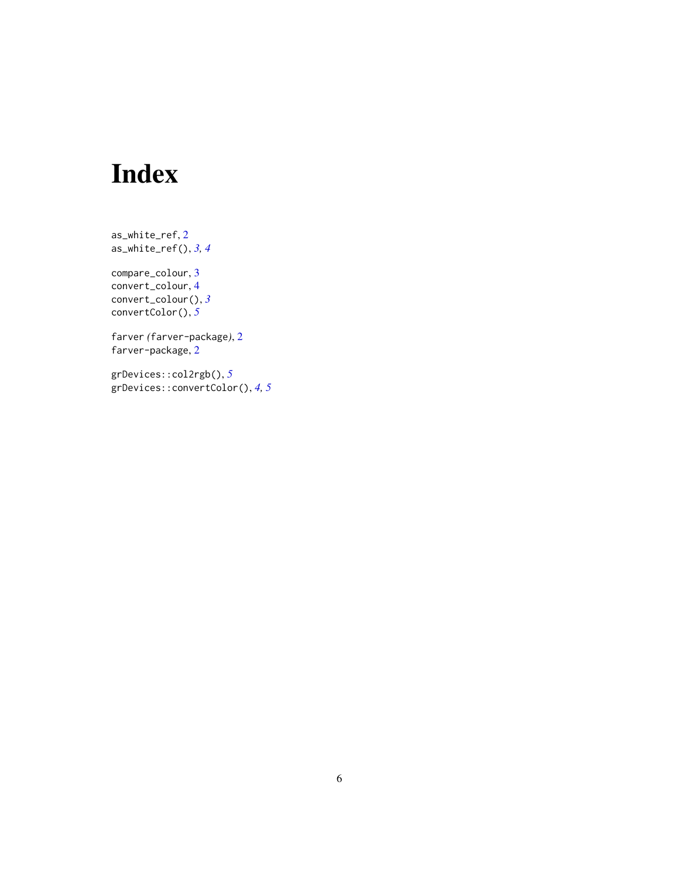# Index

as_white_ref, 2
as_white_ref(), *3, 4*

compare_colour, 3
convert_colour, 4
convert_colour(), *3*
convertColor(), *5*

farver *(*farver-package*)*, 2
farver-package, 2

grDevices::col2rgb(), *5*
grDevices::convertColor(), *4, 5*